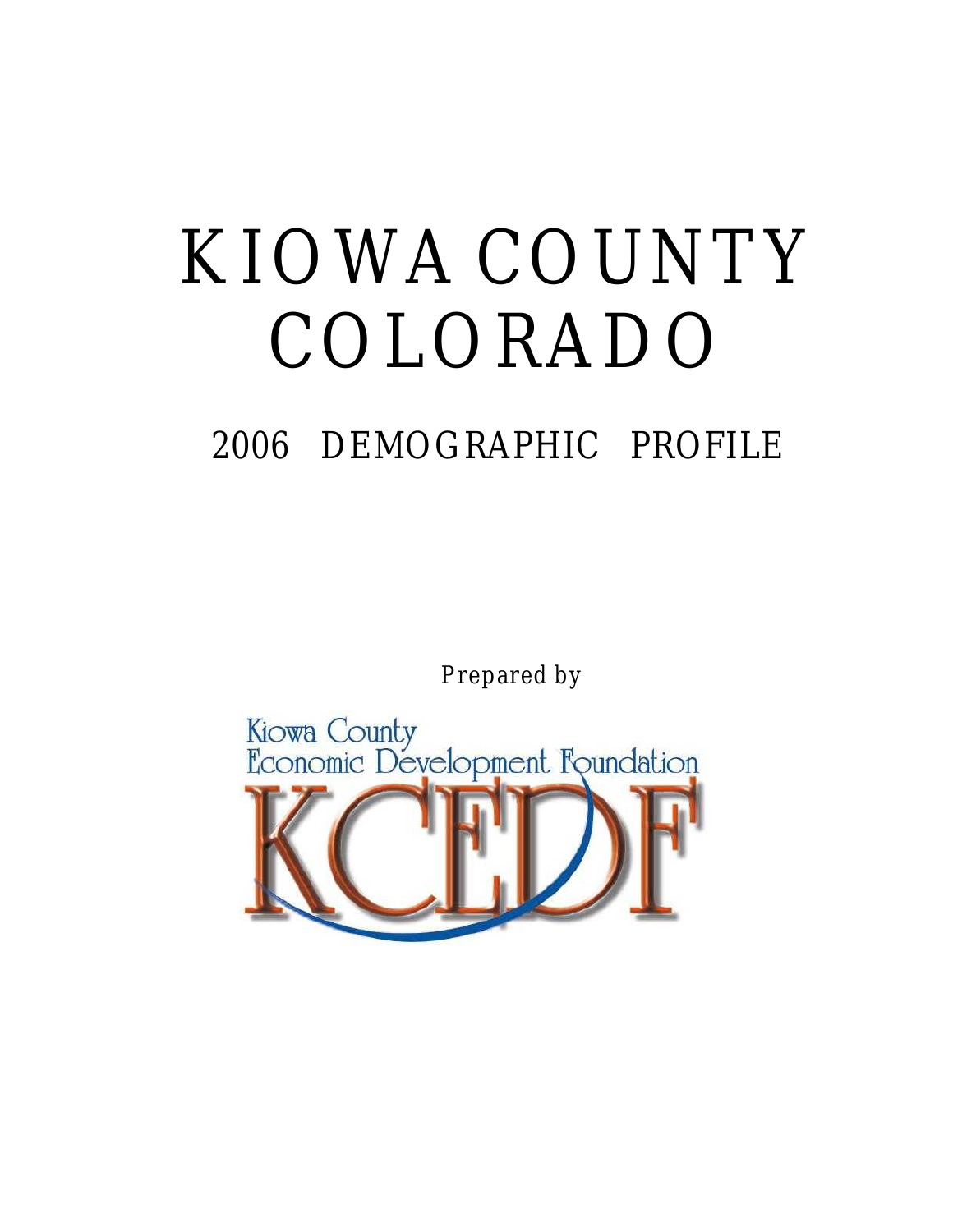# KIOWA COUNTY COLORADO

## 2006 DEMOGRAPHIC PROFILE

*Prepared by*

Kiowa County Economic Development Foundation

KCEDF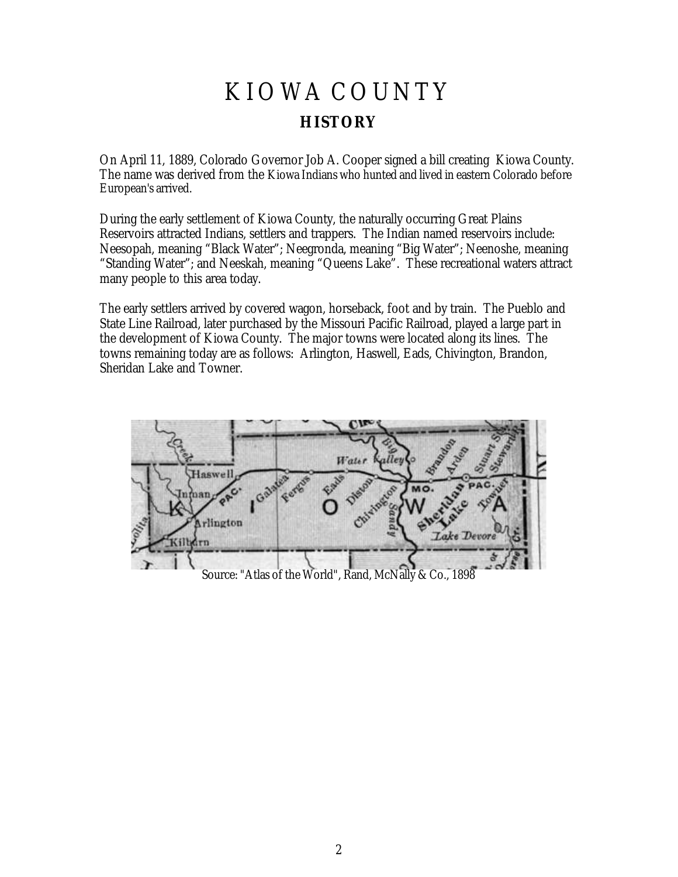# KIOWA COUNTY

## HISTORY

On April 11, 1889, Colorado Governor Job A. Cooper signed a bill creating Kiowa County. The name was derived from the Kiowa Indians who hunted and lived in eastern Colorado before European's arrived.

During the early settlement of Kiowa County, the naturally occurring Great Plains Reservoirs attracted Indians, settlers and trappers. The Indian named reservoirs include: Neesopah, meaning "Black Water"; Neegronda, meaning "Big Water"; Neenoshe, meaning "Standing Water"; and Neeskah, meaning "Queens Lake". These recreational waters attract many people to this area today.

The early settlers arrived by covered wagon, horseback, foot and by train. The Pueblo and State Line Railroad, later purchased by the Missouri Pacific Railroad, played a large part in the development of Kiowa County. The major towns were located along its lines. The towns remaining today are as follows: Arlington, Haswell, Eads, Chivington, Brandon, Sheridan Lake and Towner.

Source: "Atlas of the World", Rand, McNally & Co., 1898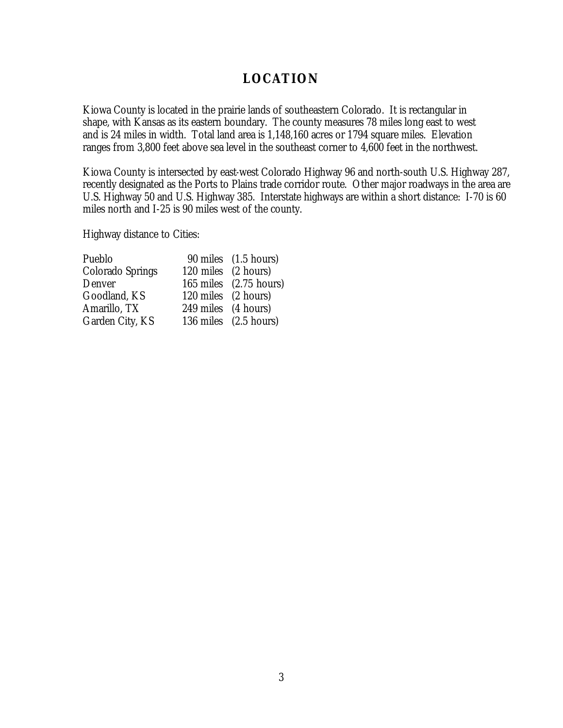# LOCATION

Kiowa County is located in the prairie lands of southeastern Colorado. It is rectangular in shape, with Kansas as its eastern boundary. The county measures 78 miles long east to west and is 24 miles in width. Total land area is 1,148,160 acres or 1794 square miles. Elevation ranges from 3,800 feet above sea level in the southeast corner to 4,600 feet in the northwest.

Kiowa County is intersected by east-west Colorado Highway 96 and north-south U.S. Highway 287, recently designated as the Ports to Plains trade corridor route. Other major roadways in the area are U.S. Highway 50 and U.S. Highway 385. Interstate highways are within a short distance: I-70 is 60 miles north and I-25 is 90 miles west of the county.

Highway distance to Cities:

| | | |
|---|---|---|
| Pueblo | 90 miles | (1.5 hours) |
| Colorado Springs | 120 miles | (2 hours) |
| Denver | 165 miles | (2.75 hours) |
| Goodland, KS | 120 miles | (2 hours) |
| Amarillo, TX | 249 miles | (4 hours) |
| Garden City, KS | 136 miles | (2.5 hours) |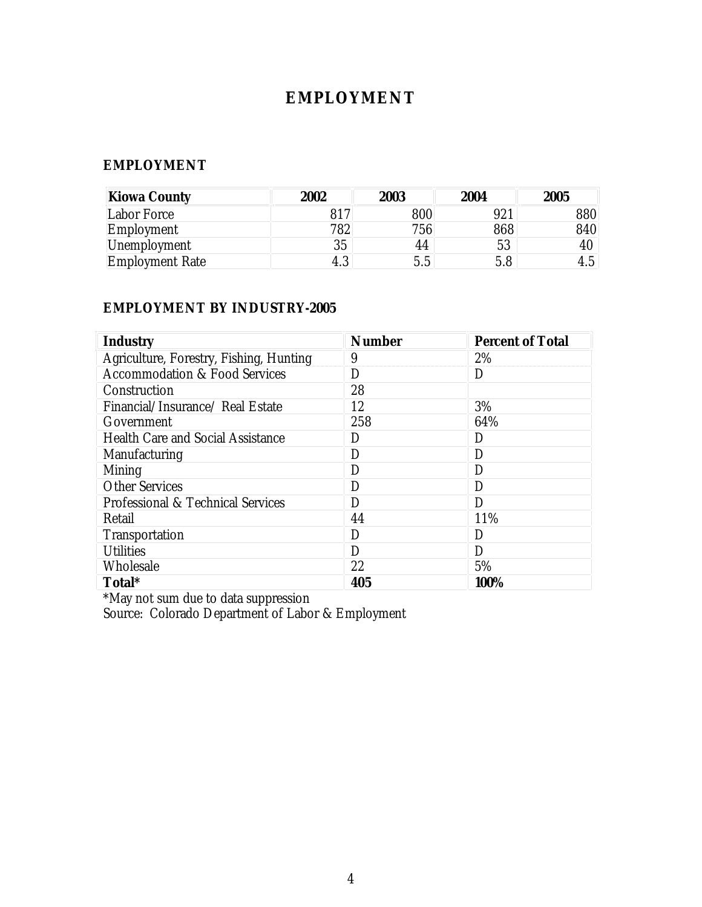# EMPLOYMENT

## EMPLOYMENT

| Kiowa County | 2002 | 2003 | 2004 | 2005 |
|---|---|---|---|---|
| Labor Force | 817 | 800 | 921 | 880 |
| Employment | 782 | 756 | 868 | 840 |
| Unemployment | 35 | 44 | 53 | 40 |
| Employment Rate | 4.3 | 5.5 | 5.8 | 4.5 |

## EMPLOYMENT BY INDUSTRY-2005

| Industry | Number | Percent of Total |
|---|---|---|
| Agriculture, Forestry, Fishing, Hunting | 9 | 2% |
| Accommodation & Food Services | D | D |
| Construction | 28 | |
| Financial/Insurance/ Real Estate | 12 | 3% |
| Government | 258 | 64% |
| Health Care and Social Assistance | D | D |
| Manufacturing | D | D |
| Mining | D | D |
| Other Services | D | D |
| Professional & Technical Services | D | D |
| Retail | 44 | 11% |
| Transportation | D | D |
| Utilities | D | D |
| Wholesale | 22 | 5% |
| **Total*** | **405** | **100%** |

*May not sum due to data suppression

Source: Colorado Department of Labor & Employment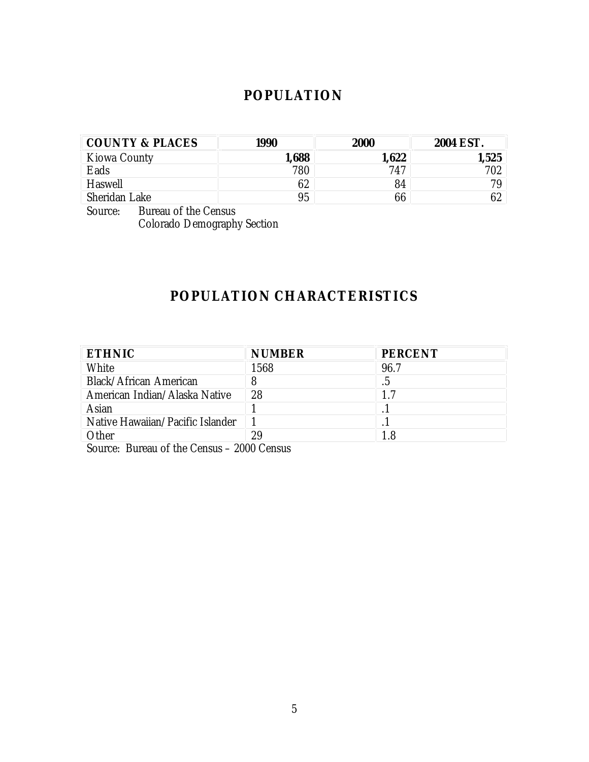# POPULATION

| COUNTY & PLACES | 1990 | 2000 | 2004 EST. |
|---|---|---|---|
| Kiowa County | **1,688** | **1,622** | **1,525** |
| Eads | 780 | 747 | 702 |
| Haswell | 62 | 84 | 79 |
| Sheridan Lake | 95 | 66 | 62 |

Source: Bureau of the Census
Colorado Demography Section

# POPULATION CHARACTERISTICS

| ETHNIC | NUMBER | PERCENT |
|---|---|---|
| White | 1568 | 96.7 |
| Black/African American | 8 | .5 |
| American Indian/Alaska Native | 28 | 1.7 |
| Asian | 1 | .1 |
| Native Hawaiian/Pacific Islander | 1 | .1 |
| Other | 29 | 1.8 |

Source: Bureau of the Census – 2000 Census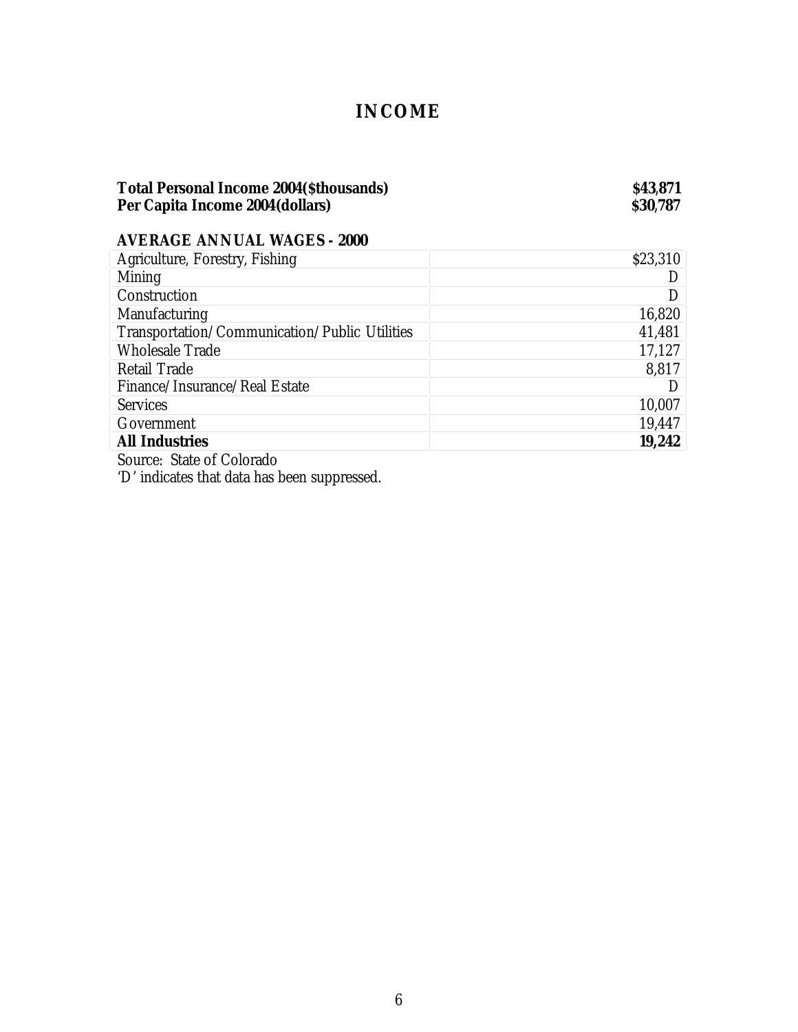# INCOME

**Total Personal Income 2004($thousands)** **$43,871**
**Per Capita Income 2004(dollars)** **$30,787**

### AVERAGE ANNUAL WAGES - 2000

| | |
|---|---|
| Agriculture, Forestry, Fishing | $23,310 |
| Mining | D |
| Construction | D |
| Manufacturing | 16,820 |
| Transportation/Communication/Public Utilities | 41,481 |
| Wholesale Trade | 17,127 |
| Retail Trade | 8,817 |
| Finance/Insurance/Real Estate | D |
| Services | 10,007 |
| Government | 19,447 |
| **All Industries** | **19,242** |

Source: State of Colorado
'D' indicates that data has been suppressed.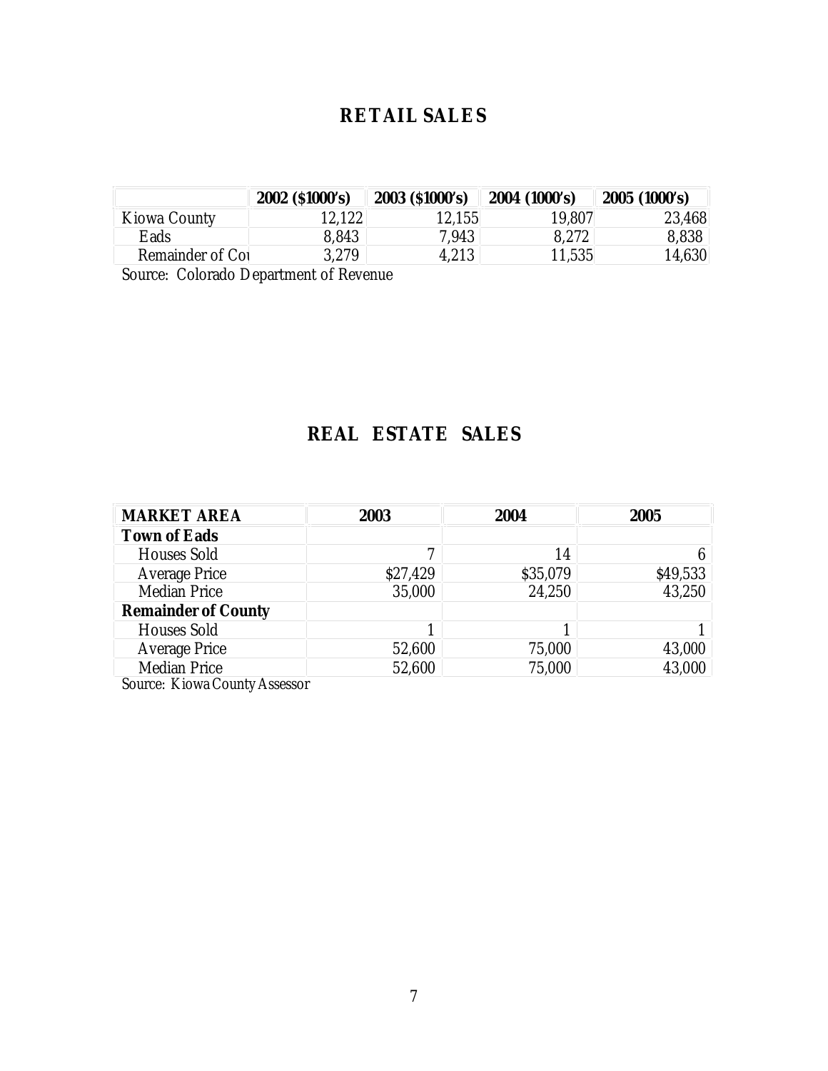## RETAIL SALES

| | 2002 ($1000's) | 2003 ($1000's) | 2004 (1000's) | 2005 (1000's) |
|---|---|---|---|---|
| Kiowa County | 12,122 | 12,155 | 19,807 | 23,468 |
| Eads | 8,843 | 7,943 | 8,272 | 8,838 |
| Remainder of Cou | 3,279 | 4,213 | 11,535 | 14,630 |

Source: Colorado Department of Revenue

## REAL ESTATE SALES

| MARKET AREA | 2003 | 2004 | 2005 |
|---|---|---|---|
| **Town of Eads** | | | |
| Houses Sold | 7 | 14 | 6 |
| Average Price | $27,429 | $35,079 | $49,533 |
| Median Price | 35,000 | 24,250 | 43,250 |
| **Remainder of County** | | | |
| Houses Sold | 1 | 1 | 1 |
| Average Price | 52,600 | 75,000 | 43,000 |
| Median Price | 52,600 | 75,000 | 43,000 |

Source: Kiowa County Assessor